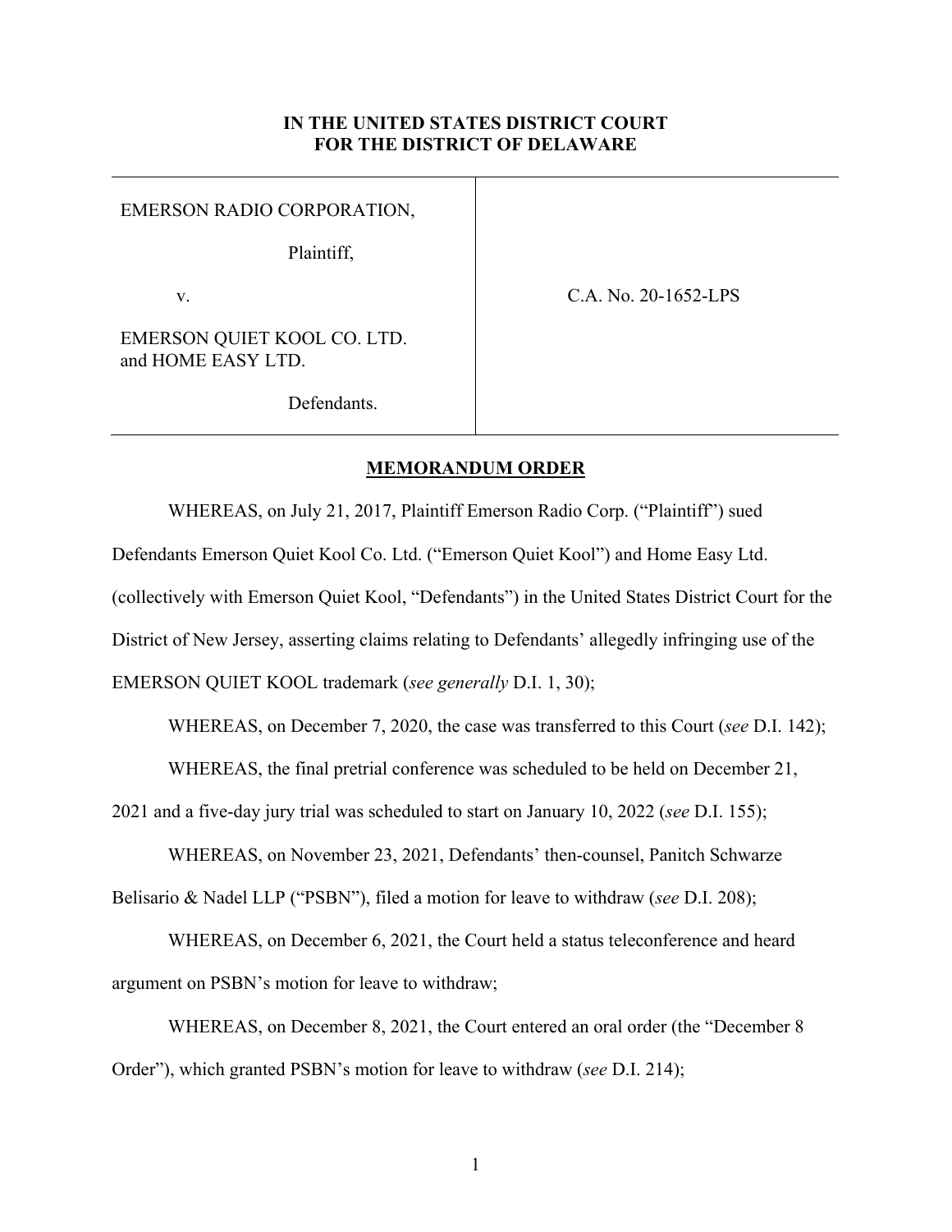**IN THE UNITED STATES DISTRICT COURT**
**FOR THE DISTRICT OF DELAWARE**

| | |
|---|---|
| EMERSON RADIO CORPORATION,<br><br>Plaintiff,<br><br>v.<br><br>EMERSON QUIET KOOL CO. LTD. and HOME EASY LTD.<br><br>Defendants. | C.A. No. 20-1652-LPS |

## MEMORANDUM ORDER

WHEREAS, on July 21, 2017, Plaintiff Emerson Radio Corp. ("Plaintiff") sued Defendants Emerson Quiet Kool Co. Ltd. ("Emerson Quiet Kool") and Home Easy Ltd. (collectively with Emerson Quiet Kool, "Defendants") in the United States District Court for the District of New Jersey, asserting claims relating to Defendants' allegedly infringing use of the EMERSON QUIET KOOL trademark (*see generally* D.I. 1, 30);

WHEREAS, on December 7, 2020, the case was transferred to this Court (*see* D.I. 142);

WHEREAS, the final pretrial conference was scheduled to be held on December 21, 2021 and a five-day jury trial was scheduled to start on January 10, 2022 (*see* D.I. 155);

WHEREAS, on November 23, 2021, Defendants' then-counsel, Panitch Schwarze Belisario & Nadel LLP ("PSBN"), filed a motion for leave to withdraw (*see* D.I. 208);

WHEREAS, on December 6, 2021, the Court held a status teleconference and heard argument on PSBN's motion for leave to withdraw;

WHEREAS, on December 8, 2021, the Court entered an oral order (the "December 8 Order"), which granted PSBN's motion for leave to withdraw (*see* D.I. 214);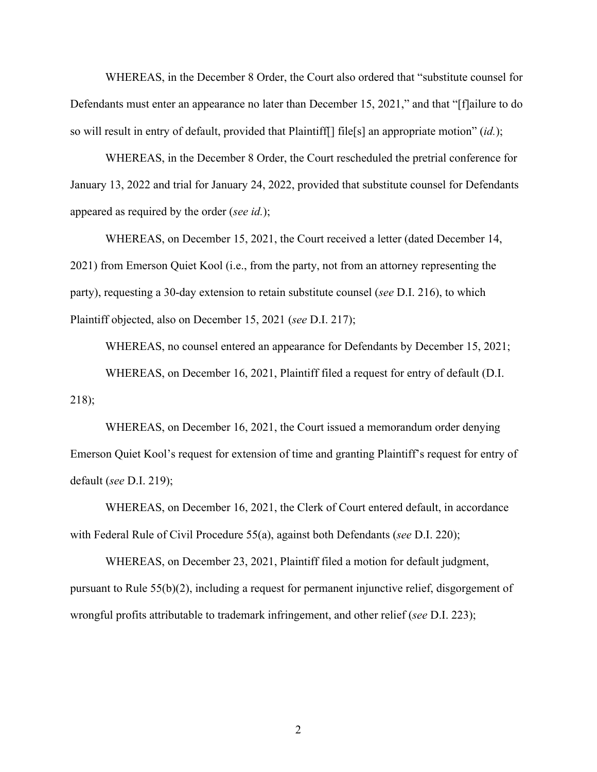WHEREAS, in the December 8 Order, the Court also ordered that "substitute counsel for Defendants must enter an appearance no later than December 15, 2021," and that "[f]ailure to do so will result in entry of default, provided that Plaintiff[] file[s] an appropriate motion" (*id.*);

WHEREAS, in the December 8 Order, the Court rescheduled the pretrial conference for January 13, 2022 and trial for January 24, 2022, provided that substitute counsel for Defendants appeared as required by the order (*see id.*);

WHEREAS, on December 15, 2021, the Court received a letter (dated December 14, 2021) from Emerson Quiet Kool (i.e., from the party, not from an attorney representing the party), requesting a 30-day extension to retain substitute counsel (*see* D.I. 216), to which Plaintiff objected, also on December 15, 2021 (*see* D.I. 217);

WHEREAS, no counsel entered an appearance for Defendants by December 15, 2021;

WHEREAS, on December 16, 2021, Plaintiff filed a request for entry of default (D.I. 218);

WHEREAS, on December 16, 2021, the Court issued a memorandum order denying Emerson Quiet Kool's request for extension of time and granting Plaintiff's request for entry of default (*see* D.I. 219);

WHEREAS, on December 16, 2021, the Clerk of Court entered default, in accordance with Federal Rule of Civil Procedure 55(a), against both Defendants (*see* D.I. 220);

WHEREAS, on December 23, 2021, Plaintiff filed a motion for default judgment, pursuant to Rule 55(b)(2), including a request for permanent injunctive relief, disgorgement of wrongful profits attributable to trademark infringement, and other relief (*see* D.I. 223);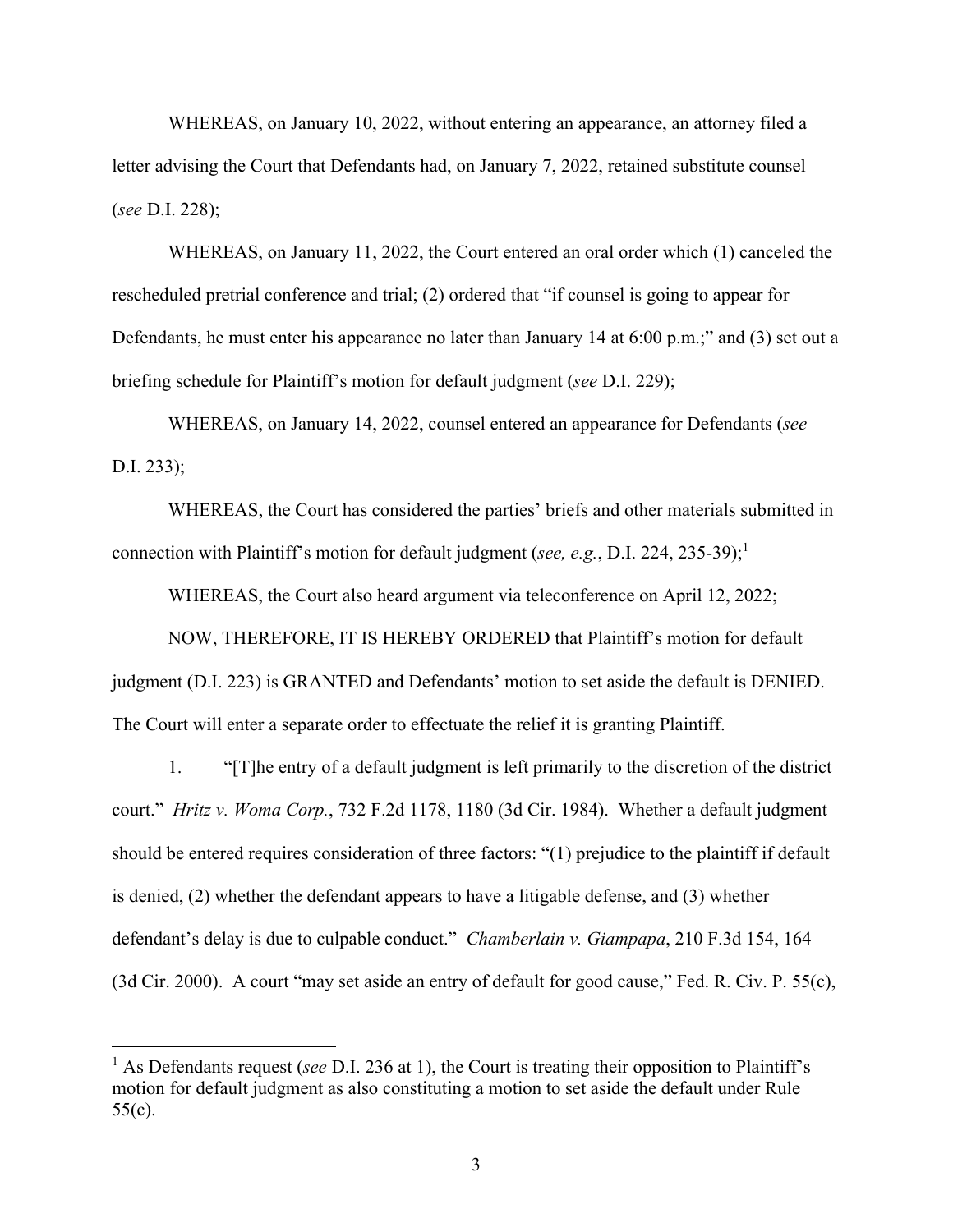WHEREAS, on January 10, 2022, without entering an appearance, an attorney filed a letter advising the Court that Defendants had, on January 7, 2022, retained substitute counsel (*see* D.I. 228);

WHEREAS, on January 11, 2022, the Court entered an oral order which (1) canceled the rescheduled pretrial conference and trial; (2) ordered that "if counsel is going to appear for Defendants, he must enter his appearance no later than January 14 at 6:00 p.m.;" and (3) set out a briefing schedule for Plaintiff's motion for default judgment (*see* D.I. 229);

WHEREAS, on January 14, 2022, counsel entered an appearance for Defendants (*see* D.I. 233);

WHEREAS, the Court has considered the parties' briefs and other materials submitted in connection with Plaintiff's motion for default judgment (*see, e.g.*, D.I. 224, 235-39);[1]

WHEREAS, the Court also heard argument via teleconference on April 12, 2022;

NOW, THEREFORE, IT IS HEREBY ORDERED that Plaintiff's motion for default judgment (D.I. 223) is GRANTED and Defendants' motion to set aside the default is DENIED. The Court will enter a separate order to effectuate the relief it is granting Plaintiff.

1. "[T]he entry of a default judgment is left primarily to the discretion of the district court." *Hritz v. Woma Corp.*, 732 F.2d 1178, 1180 (3d Cir. 1984). Whether a default judgment should be entered requires consideration of three factors: "(1) prejudice to the plaintiff if default is denied, (2) whether the defendant appears to have a litigable defense, and (3) whether defendant's delay is due to culpable conduct." *Chamberlain v. Giampapa*, 210 F.3d 154, 164 (3d Cir. 2000). A court "may set aside an entry of default for good cause," Fed. R. Civ. P. 55(c),

---

[1] As Defendants request (*see* D.I. 236 at 1), the Court is treating their opposition to Plaintiff's motion for default judgment as also constituting a motion to set aside the default under Rule 55(c).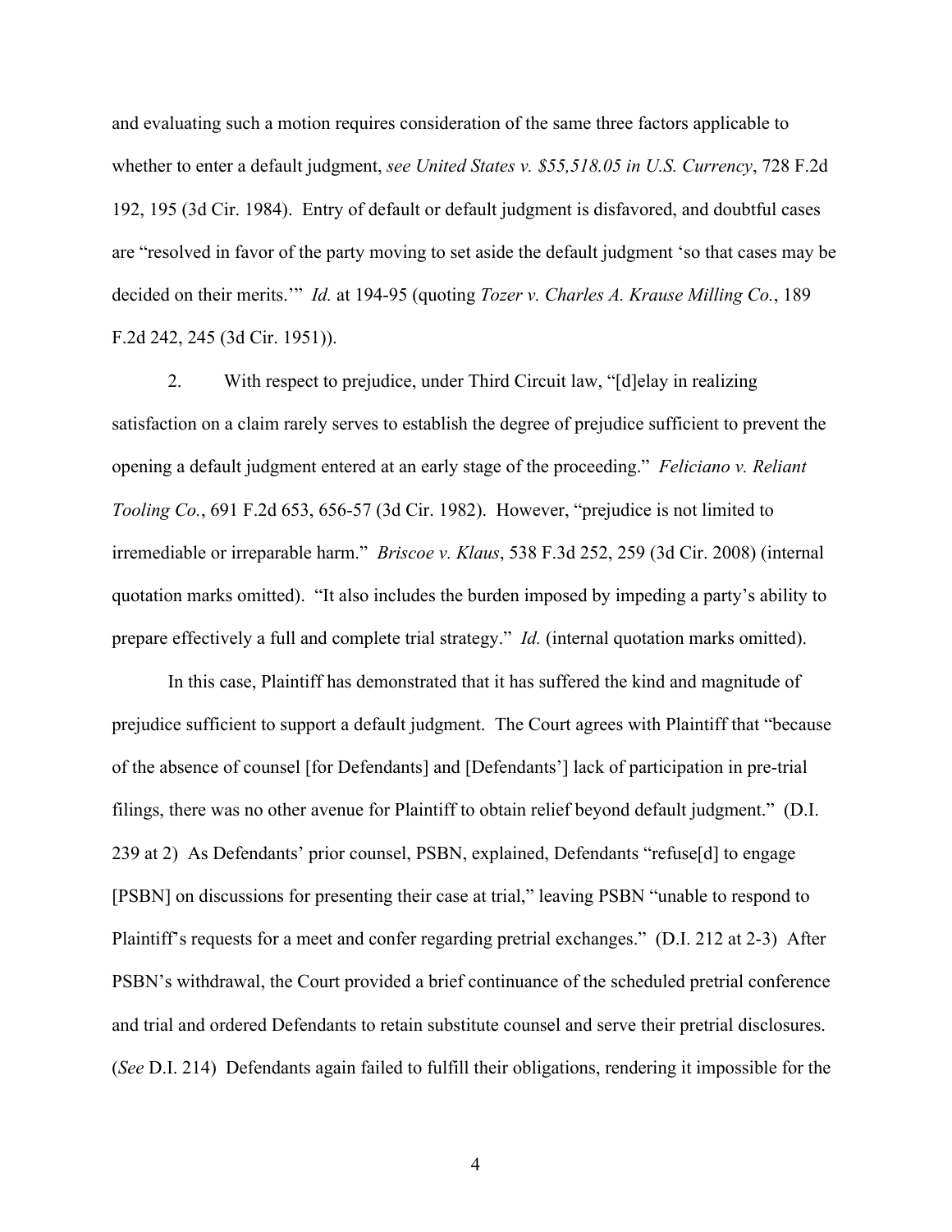and evaluating such a motion requires consideration of the same three factors applicable to whether to enter a default judgment, *see United States v. $55,518.05 in U.S. Currency*, 728 F.2d 192, 195 (3d Cir. 1984). Entry of default or default judgment is disfavored, and doubtful cases are "resolved in favor of the party moving to set aside the default judgment 'so that cases may be decided on their merits.'" *Id.* at 194-95 (quoting *Tozer v. Charles A. Krause Milling Co.*, 189 F.2d 242, 245 (3d Cir. 1951)).

2. With respect to prejudice, under Third Circuit law, "[d]elay in realizing satisfaction on a claim rarely serves to establish the degree of prejudice sufficient to prevent the opening a default judgment entered at an early stage of the proceeding." *Feliciano v. Reliant Tooling Co.*, 691 F.2d 653, 656-57 (3d Cir. 1982). However, "prejudice is not limited to irremediable or irreparable harm." *Briscoe v. Klaus*, 538 F.3d 252, 259 (3d Cir. 2008) (internal quotation marks omitted). "It also includes the burden imposed by impeding a party's ability to prepare effectively a full and complete trial strategy." *Id.* (internal quotation marks omitted).

In this case, Plaintiff has demonstrated that it has suffered the kind and magnitude of prejudice sufficient to support a default judgment. The Court agrees with Plaintiff that "because of the absence of counsel [for Defendants] and [Defendants'] lack of participation in pre-trial filings, there was no other avenue for Plaintiff to obtain relief beyond default judgment." (D.I. 239 at 2) As Defendants' prior counsel, PSBN, explained, Defendants "refuse[d] to engage [PSBN] on discussions for presenting their case at trial," leaving PSBN "unable to respond to Plaintiff's requests for a meet and confer regarding pretrial exchanges." (D.I. 212 at 2-3) After PSBN's withdrawal, the Court provided a brief continuance of the scheduled pretrial conference and trial and ordered Defendants to retain substitute counsel and serve their pretrial disclosures. (*See* D.I. 214) Defendants again failed to fulfill their obligations, rendering it impossible for the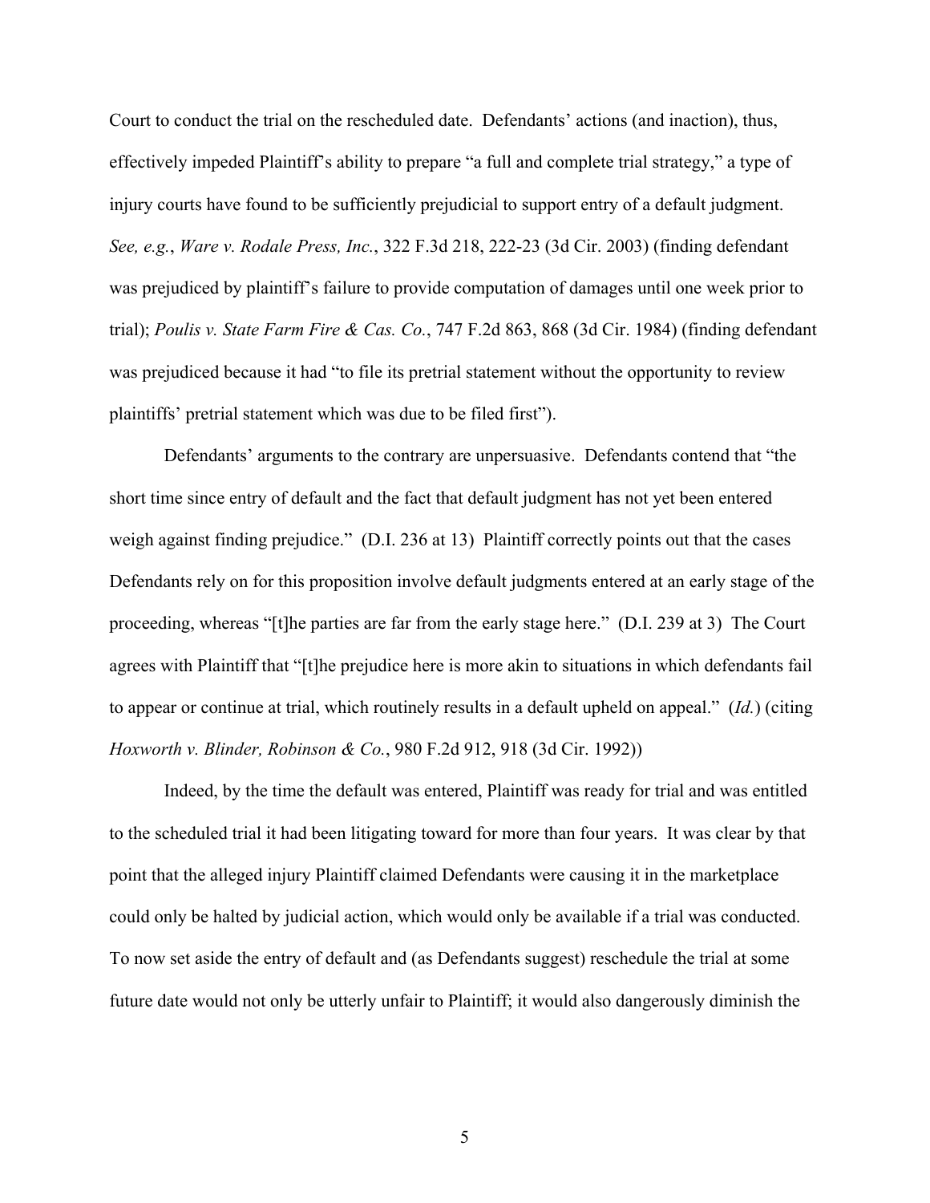Court to conduct the trial on the rescheduled date. Defendants' actions (and inaction), thus, effectively impeded Plaintiff's ability to prepare "a full and complete trial strategy," a type of injury courts have found to be sufficiently prejudicial to support entry of a default judgment. *See, e.g.*, *Ware v. Rodale Press, Inc.*, 322 F.3d 218, 222-23 (3d Cir. 2003) (finding defendant was prejudiced by plaintiff's failure to provide computation of damages until one week prior to trial); *Poulis v. State Farm Fire & Cas. Co.*, 747 F.2d 863, 868 (3d Cir. 1984) (finding defendant was prejudiced because it had "to file its pretrial statement without the opportunity to review plaintiffs' pretrial statement which was due to be filed first").

Defendants' arguments to the contrary are unpersuasive. Defendants contend that "the short time since entry of default and the fact that default judgment has not yet been entered weigh against finding prejudice." (D.I. 236 at 13) Plaintiff correctly points out that the cases Defendants rely on for this proposition involve default judgments entered at an early stage of the proceeding, whereas "[t]he parties are far from the early stage here." (D.I. 239 at 3) The Court agrees with Plaintiff that "[t]he prejudice here is more akin to situations in which defendants fail to appear or continue at trial, which routinely results in a default upheld on appeal." (*Id.*) (citing *Hoxworth v. Blinder, Robinson & Co.*, 980 F.2d 912, 918 (3d Cir. 1992))

Indeed, by the time the default was entered, Plaintiff was ready for trial and was entitled to the scheduled trial it had been litigating toward for more than four years. It was clear by that point that the alleged injury Plaintiff claimed Defendants were causing it in the marketplace could only be halted by judicial action, which would only be available if a trial was conducted. To now set aside the entry of default and (as Defendants suggest) reschedule the trial at some future date would not only be utterly unfair to Plaintiff; it would also dangerously diminish the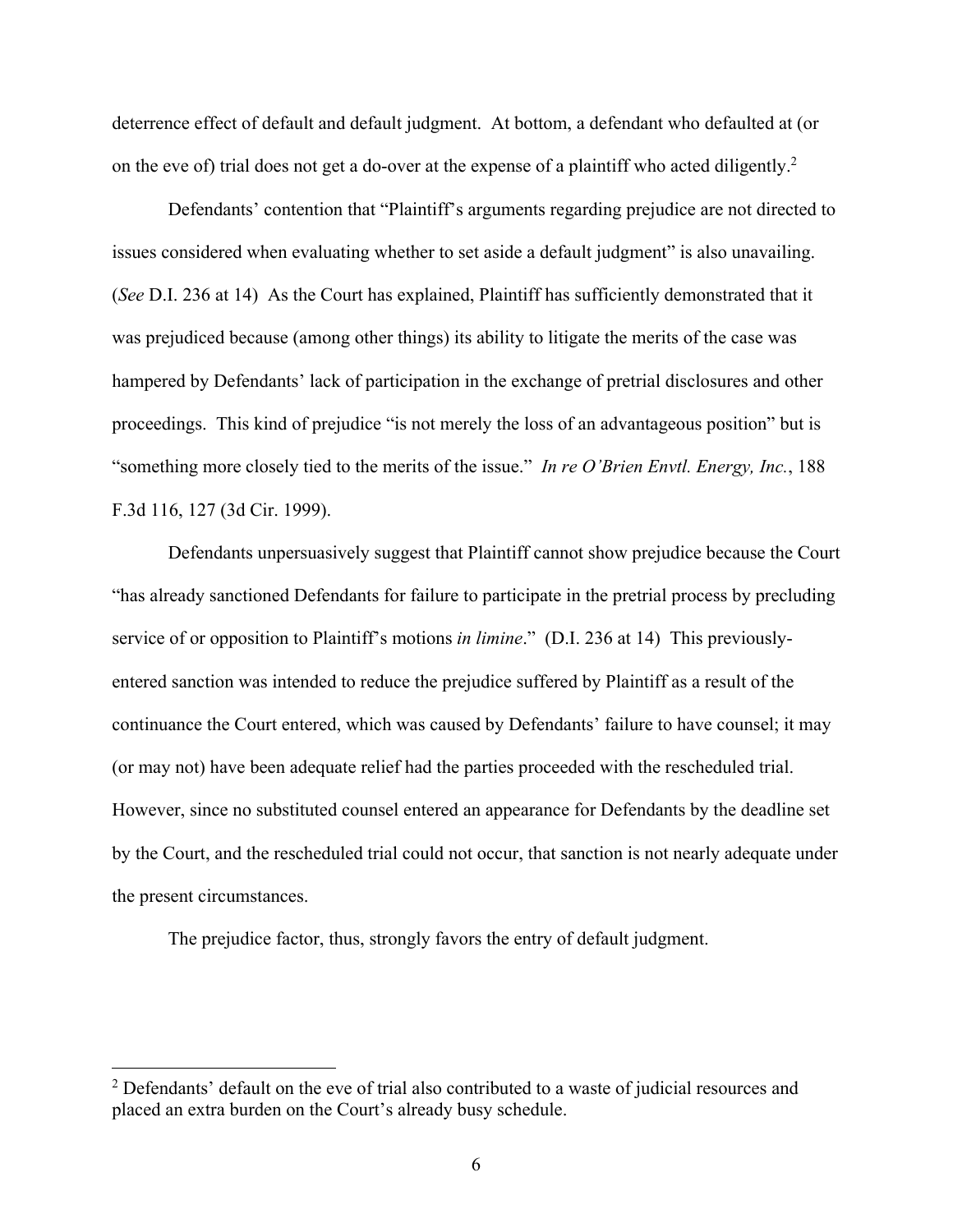deterrence effect of default and default judgment. At bottom, a defendant who defaulted at (or on the eve of) trial does not get a do-over at the expense of a plaintiff who acted diligently.[2]

Defendants' contention that "Plaintiff's arguments regarding prejudice are not directed to issues considered when evaluating whether to set aside a default judgment" is also unavailing. (*See* D.I. 236 at 14) As the Court has explained, Plaintiff has sufficiently demonstrated that it was prejudiced because (among other things) its ability to litigate the merits of the case was hampered by Defendants' lack of participation in the exchange of pretrial disclosures and other proceedings. This kind of prejudice "is not merely the loss of an advantageous position" but is "something more closely tied to the merits of the issue." *In re O'Brien Envtl. Energy, Inc.*, 188 F.3d 116, 127 (3d Cir. 1999).

Defendants unpersuasively suggest that Plaintiff cannot show prejudice because the Court "has already sanctioned Defendants for failure to participate in the pretrial process by precluding service of or opposition to Plaintiff's motions *in limine*." (D.I. 236 at 14) This previously-entered sanction was intended to reduce the prejudice suffered by Plaintiff as a result of the continuance the Court entered, which was caused by Defendants' failure to have counsel; it may (or may not) have been adequate relief had the parties proceeded with the rescheduled trial. However, since no substituted counsel entered an appearance for Defendants by the deadline set by the Court, and the rescheduled trial could not occur, that sanction is not nearly adequate under the present circumstances.

The prejudice factor, thus, strongly favors the entry of default judgment.

---

[2] Defendants' default on the eve of trial also contributed to a waste of judicial resources and placed an extra burden on the Court's already busy schedule.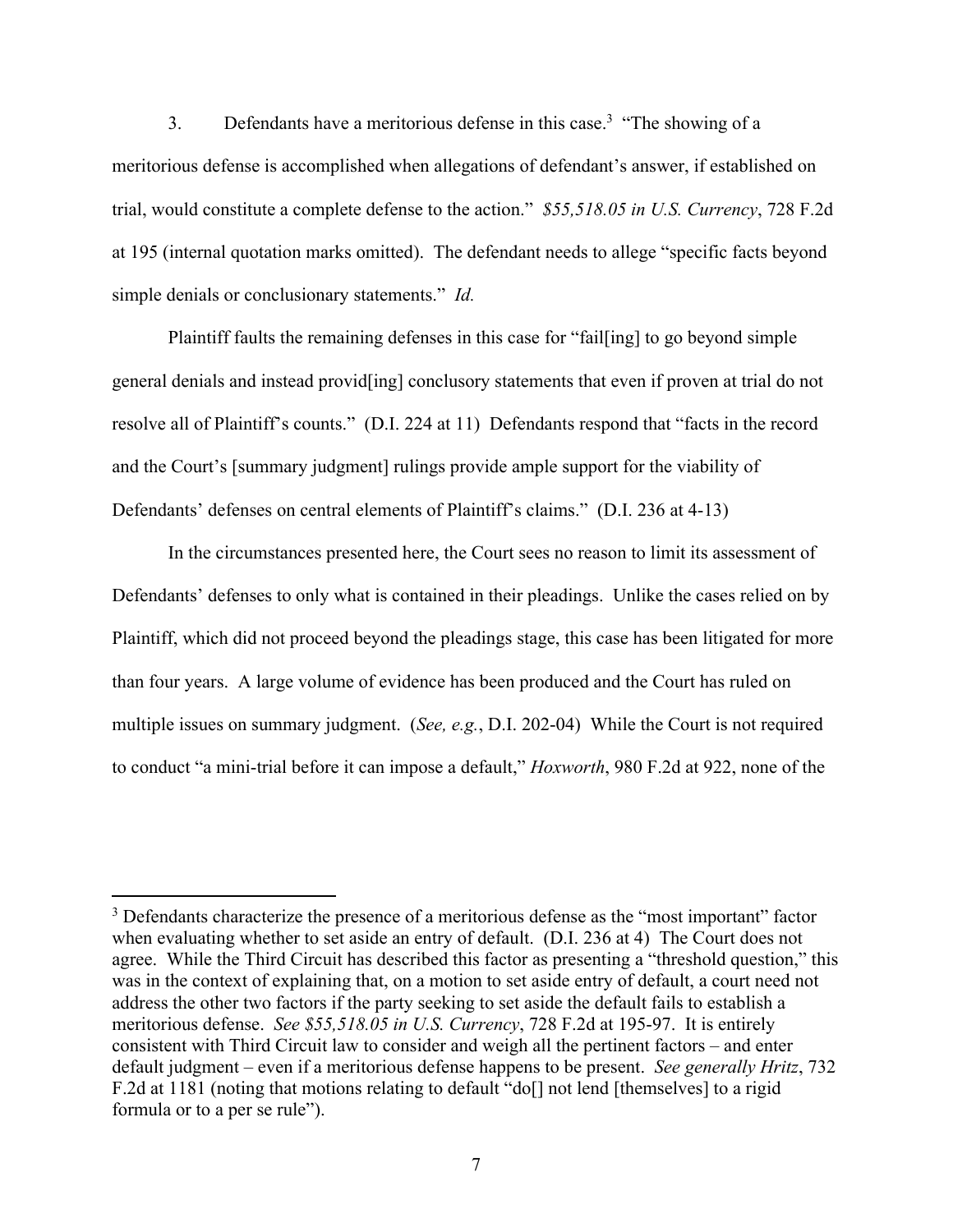3. Defendants have a meritorious defense in this case.[3] "The showing of a meritorious defense is accomplished when allegations of defendant's answer, if established on trial, would constitute a complete defense to the action." *$55,518.05 in U.S. Currency*, 728 F.2d at 195 (internal quotation marks omitted). The defendant needs to allege "specific facts beyond simple denials or conclusionary statements." *Id.*

Plaintiff faults the remaining defenses in this case for "fail[ing] to go beyond simple general denials and instead provid[ing] conclusory statements that even if proven at trial do not resolve all of Plaintiff's counts." (D.I. 224 at 11) Defendants respond that "facts in the record and the Court's [summary judgment] rulings provide ample support for the viability of Defendants' defenses on central elements of Plaintiff's claims." (D.I. 236 at 4-13)

In the circumstances presented here, the Court sees no reason to limit its assessment of Defendants' defenses to only what is contained in their pleadings. Unlike the cases relied on by Plaintiff, which did not proceed beyond the pleadings stage, this case has been litigated for more than four years. A large volume of evidence has been produced and the Court has ruled on multiple issues on summary judgment. (*See, e.g.*, D.I. 202-04) While the Court is not required to conduct "a mini-trial before it can impose a default," *Hoxworth*, 980 F.2d at 922, none of the

---

[3] Defendants characterize the presence of a meritorious defense as the "most important" factor when evaluating whether to set aside an entry of default. (D.I. 236 at 4) The Court does not agree. While the Third Circuit has described this factor as presenting a "threshold question," this was in the context of explaining that, on a motion to set aside entry of default, a court need not address the other two factors if the party seeking to set aside the default fails to establish a meritorious defense. *See $55,518.05 in U.S. Currency*, 728 F.2d at 195-97. It is entirely consistent with Third Circuit law to consider and weigh all the pertinent factors – and enter default judgment – even if a meritorious defense happens to be present. *See generally Hritz*, 732 F.2d at 1181 (noting that motions relating to default "do[] not lend [themselves] to a rigid formula or to a per se rule").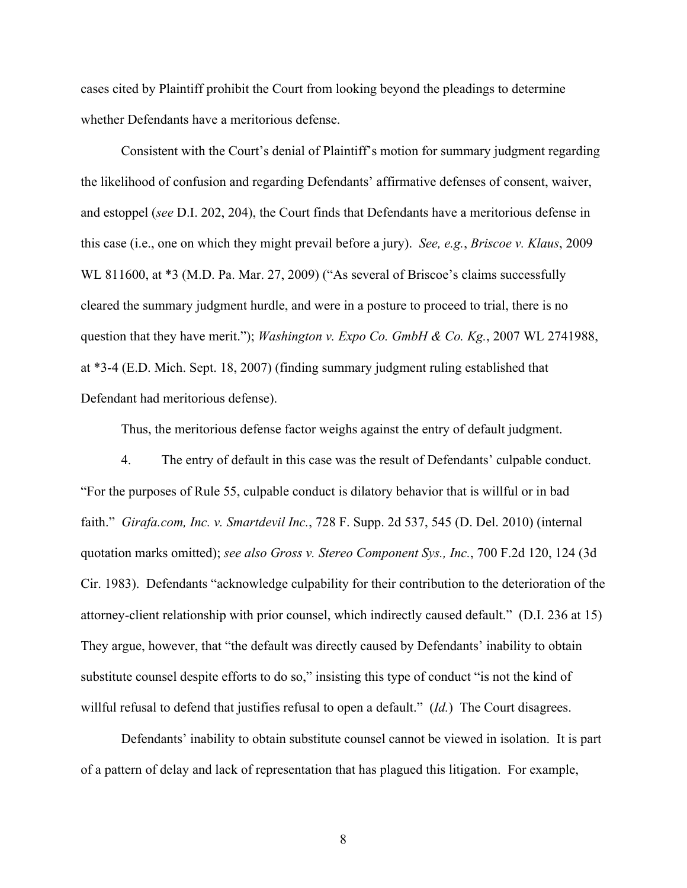cases cited by Plaintiff prohibit the Court from looking beyond the pleadings to determine whether Defendants have a meritorious defense.

Consistent with the Court's denial of Plaintiff's motion for summary judgment regarding the likelihood of confusion and regarding Defendants' affirmative defenses of consent, waiver, and estoppel (*see* D.I. 202, 204), the Court finds that Defendants have a meritorious defense in this case (i.e., one on which they might prevail before a jury). *See, e.g.*, *Briscoe v. Klaus*, 2009 WL 811600, at *3 (M.D. Pa. Mar. 27, 2009) ("As several of Briscoe's claims successfully cleared the summary judgment hurdle, and were in a posture to proceed to trial, there is no question that they have merit."); *Washington v. Expo Co. GmbH & Co. Kg.*, 2007 WL 2741988, at *3-4 (E.D. Mich. Sept. 18, 2007) (finding summary judgment ruling established that Defendant had meritorious defense).

Thus, the meritorious defense factor weighs against the entry of default judgment.

4. The entry of default in this case was the result of Defendants' culpable conduct. "For the purposes of Rule 55, culpable conduct is dilatory behavior that is willful or in bad faith." *Girafa.com, Inc. v. Smartdevil Inc.*, 728 F. Supp. 2d 537, 545 (D. Del. 2010) (internal quotation marks omitted); *see also Gross v. Stereo Component Sys., Inc.*, 700 F.2d 120, 124 (3d Cir. 1983). Defendants "acknowledge culpability for their contribution to the deterioration of the attorney-client relationship with prior counsel, which indirectly caused default." (D.I. 236 at 15) They argue, however, that "the default was directly caused by Defendants' inability to obtain substitute counsel despite efforts to do so," insisting this type of conduct "is not the kind of willful refusal to defend that justifies refusal to open a default." (*Id.*) The Court disagrees.

Defendants' inability to obtain substitute counsel cannot be viewed in isolation. It is part of a pattern of delay and lack of representation that has plagued this litigation. For example,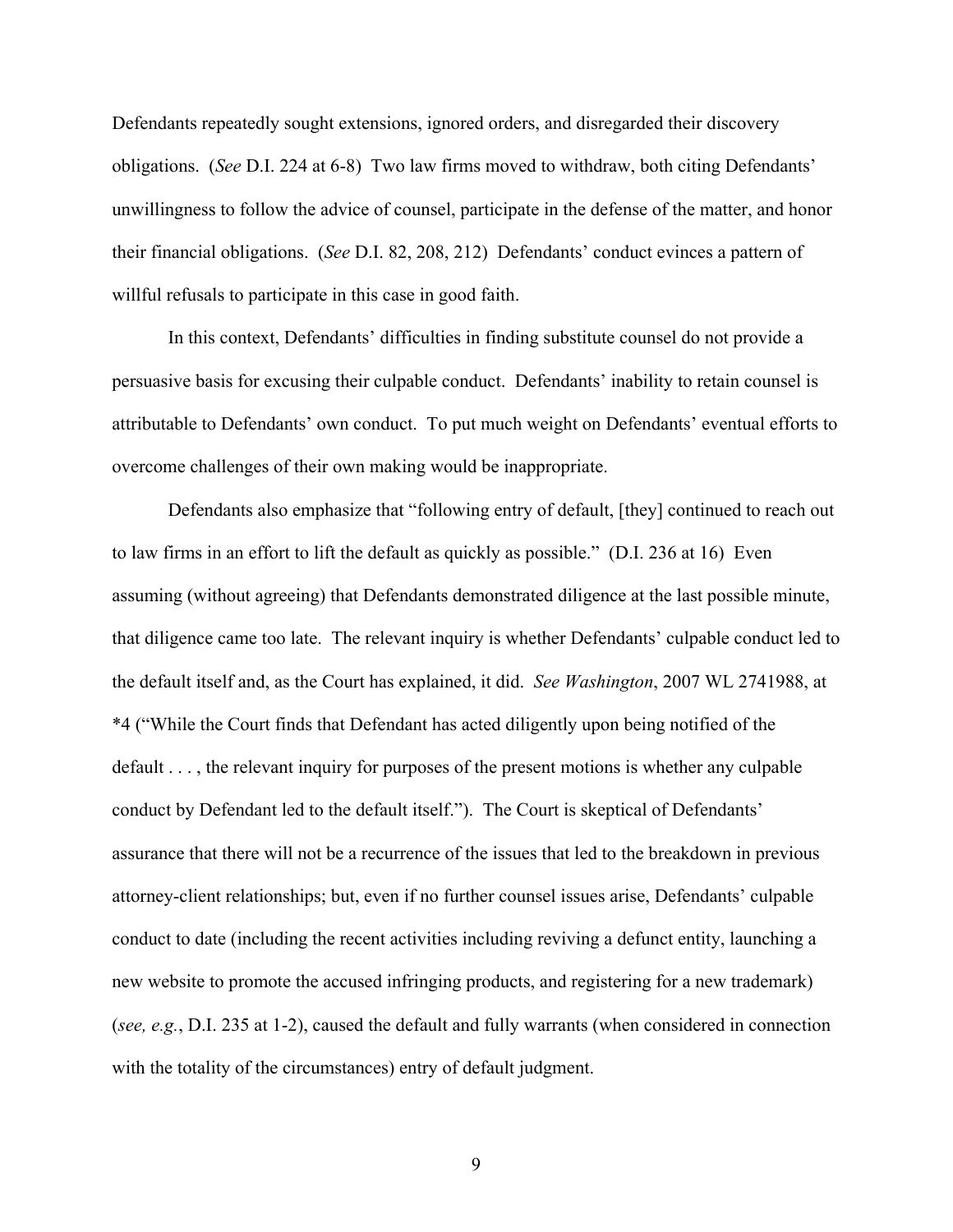Defendants repeatedly sought extensions, ignored orders, and disregarded their discovery obligations. (*See* D.I. 224 at 6-8) Two law firms moved to withdraw, both citing Defendants' unwillingness to follow the advice of counsel, participate in the defense of the matter, and honor their financial obligations. (*See* D.I. 82, 208, 212) Defendants' conduct evinces a pattern of willful refusals to participate in this case in good faith.

In this context, Defendants' difficulties in finding substitute counsel do not provide a persuasive basis for excusing their culpable conduct. Defendants' inability to retain counsel is attributable to Defendants' own conduct. To put much weight on Defendants' eventual efforts to overcome challenges of their own making would be inappropriate.

Defendants also emphasize that "following entry of default, [they] continued to reach out to law firms in an effort to lift the default as quickly as possible." (D.I. 236 at 16) Even assuming (without agreeing) that Defendants demonstrated diligence at the last possible minute, that diligence came too late. The relevant inquiry is whether Defendants' culpable conduct led to the default itself and, as the Court has explained, it did. *See Washington*, 2007 WL 2741988, at *4 ("While the Court finds that Defendant has acted diligently upon being notified of the default . . . , the relevant inquiry for purposes of the present motions is whether any culpable conduct by Defendant led to the default itself."). The Court is skeptical of Defendants' assurance that there will not be a recurrence of the issues that led to the breakdown in previous attorney-client relationships; but, even if no further counsel issues arise, Defendants' culpable conduct to date (including the recent activities including reviving a defunct entity, launching a new website to promote the accused infringing products, and registering for a new trademark) (*see, e.g.*, D.I. 235 at 1-2), caused the default and fully warrants (when considered in connection with the totality of the circumstances) entry of default judgment.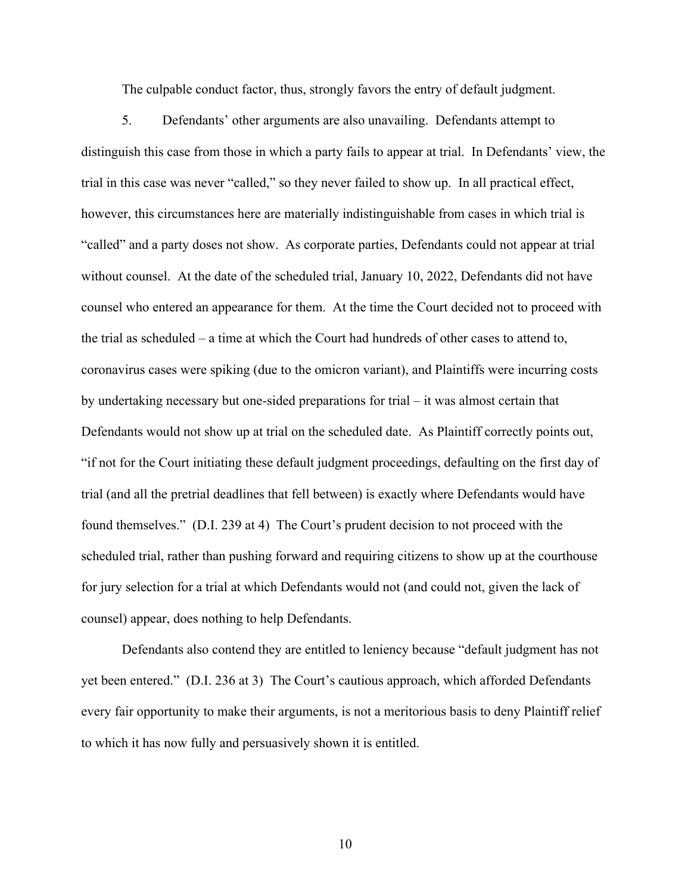The culpable conduct factor, thus, strongly favors the entry of default judgment.

5. Defendants' other arguments are also unavailing. Defendants attempt to distinguish this case from those in which a party fails to appear at trial. In Defendants' view, the trial in this case was never "called," so they never failed to show up. In all practical effect, however, this circumstances here are materially indistinguishable from cases in which trial is "called" and a party doses not show. As corporate parties, Defendants could not appear at trial without counsel. At the date of the scheduled trial, January 10, 2022, Defendants did not have counsel who entered an appearance for them. At the time the Court decided not to proceed with the trial as scheduled – a time at which the Court had hundreds of other cases to attend to, coronavirus cases were spiking (due to the omicron variant), and Plaintiffs were incurring costs by undertaking necessary but one-sided preparations for trial – it was almost certain that Defendants would not show up at trial on the scheduled date. As Plaintiff correctly points out, "if not for the Court initiating these default judgment proceedings, defaulting on the first day of trial (and all the pretrial deadlines that fell between) is exactly where Defendants would have found themselves." (D.I. 239 at 4) The Court's prudent decision to not proceed with the scheduled trial, rather than pushing forward and requiring citizens to show up at the courthouse for jury selection for a trial at which Defendants would not (and could not, given the lack of counsel) appear, does nothing to help Defendants.

Defendants also contend they are entitled to leniency because "default judgment has not yet been entered." (D.I. 236 at 3) The Court's cautious approach, which afforded Defendants every fair opportunity to make their arguments, is not a meritorious basis to deny Plaintiff relief to which it has now fully and persuasively shown it is entitled.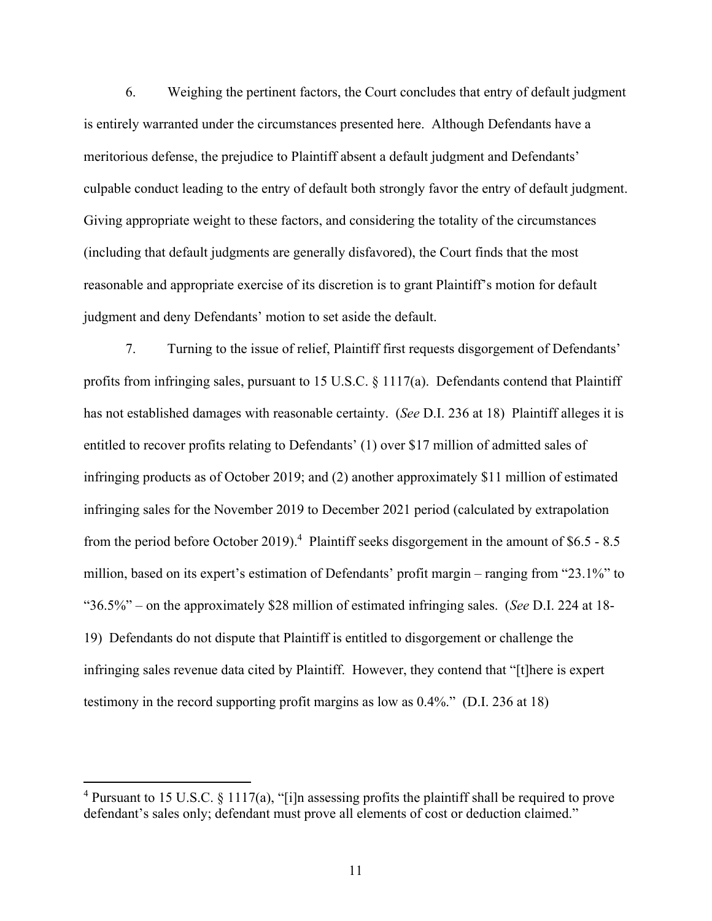6. Weighing the pertinent factors, the Court concludes that entry of default judgment is entirely warranted under the circumstances presented here. Although Defendants have a meritorious defense, the prejudice to Plaintiff absent a default judgment and Defendants' culpable conduct leading to the entry of default both strongly favor the entry of default judgment. Giving appropriate weight to these factors, and considering the totality of the circumstances (including that default judgments are generally disfavored), the Court finds that the most reasonable and appropriate exercise of its discretion is to grant Plaintiff's motion for default judgment and deny Defendants' motion to set aside the default.

7. Turning to the issue of relief, Plaintiff first requests disgorgement of Defendants' profits from infringing sales, pursuant to 15 U.S.C. § 1117(a). Defendants contend that Plaintiff has not established damages with reasonable certainty. (*See* D.I. 236 at 18) Plaintiff alleges it is entitled to recover profits relating to Defendants' (1) over $17 million of admitted sales of infringing products as of October 2019; and (2) another approximately $11 million of estimated infringing sales for the November 2019 to December 2021 period (calculated by extrapolation from the period before October 2019).[4] Plaintiff seeks disgorgement in the amount of $6.5 - 8.5 million, based on its expert's estimation of Defendants' profit margin – ranging from "23.1%" to "36.5%" – on the approximately $28 million of estimated infringing sales. (*See* D.I. 224 at 18-19) Defendants do not dispute that Plaintiff is entitled to disgorgement or challenge the infringing sales revenue data cited by Plaintiff. However, they contend that "[t]here is expert testimony in the record supporting profit margins as low as 0.4%." (D.I. 236 at 18)

[4] Pursuant to 15 U.S.C. § 1117(a), "[i]n assessing profits the plaintiff shall be required to prove defendant's sales only; defendant must prove all elements of cost or deduction claimed."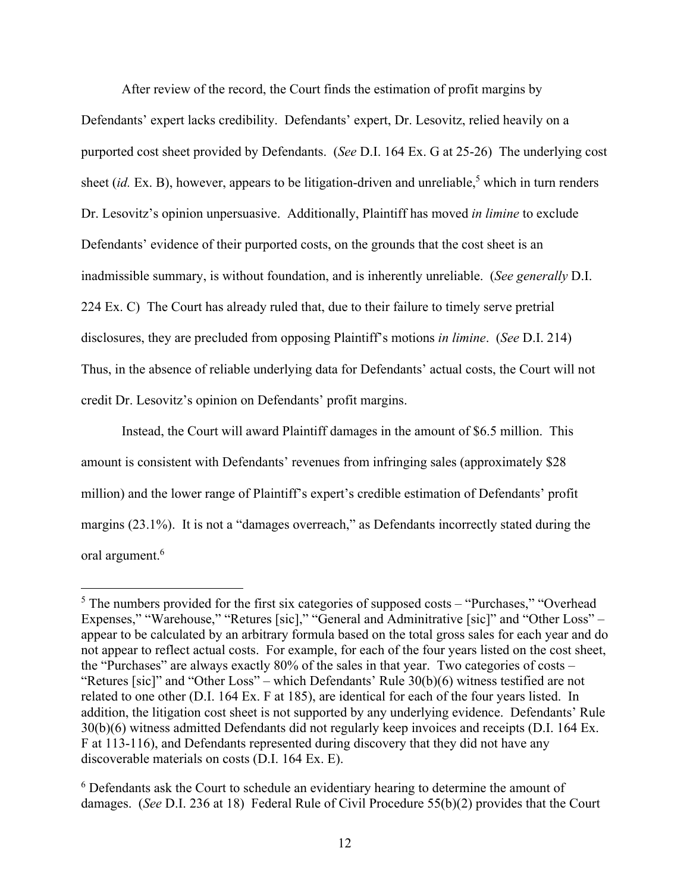After review of the record, the Court finds the estimation of profit margins by Defendants' expert lacks credibility. Defendants' expert, Dr. Lesovitz, relied heavily on a purported cost sheet provided by Defendants. (*See* D.I. 164 Ex. G at 25-26) The underlying cost sheet (*id.* Ex. B), however, appears to be litigation-driven and unreliable,[5] which in turn renders Dr. Lesovitz's opinion unpersuasive. Additionally, Plaintiff has moved *in limine* to exclude Defendants' evidence of their purported costs, on the grounds that the cost sheet is an inadmissible summary, is without foundation, and is inherently unreliable. (*See generally* D.I. 224 Ex. C) The Court has already ruled that, due to their failure to timely serve pretrial disclosures, they are precluded from opposing Plaintiff's motions *in limine*. (*See* D.I. 214) Thus, in the absence of reliable underlying data for Defendants' actual costs, the Court will not credit Dr. Lesovitz's opinion on Defendants' profit margins.

Instead, the Court will award Plaintiff damages in the amount of $6.5 million. This amount is consistent with Defendants' revenues from infringing sales (approximately $28 million) and the lower range of Plaintiff's expert's credible estimation of Defendants' profit margins (23.1%). It is not a "damages overreach," as Defendants incorrectly stated during the oral argument.[6]

---

[5] The numbers provided for the first six categories of supposed costs – "Purchases," "Overhead Expenses," "Warehouse," "Retures [sic]," "General and Adminitrative [sic]" and "Other Loss" – appear to be calculated by an arbitrary formula based on the total gross sales for each year and do not appear to reflect actual costs. For example, for each of the four years listed on the cost sheet, the "Purchases" are always exactly 80% of the sales in that year. Two categories of costs – "Retures [sic]" and "Other Loss" – which Defendants' Rule 30(b)(6) witness testified are not related to one other (D.I. 164 Ex. F at 185), are identical for each of the four years listed. In addition, the litigation cost sheet is not supported by any underlying evidence. Defendants' Rule 30(b)(6) witness admitted Defendants did not regularly keep invoices and receipts (D.I. 164 Ex. F at 113-116), and Defendants represented during discovery that they did not have any discoverable materials on costs (D.I. 164 Ex. E).

[6] Defendants ask the Court to schedule an evidentiary hearing to determine the amount of damages. (*See* D.I. 236 at 18) Federal Rule of Civil Procedure 55(b)(2) provides that the Court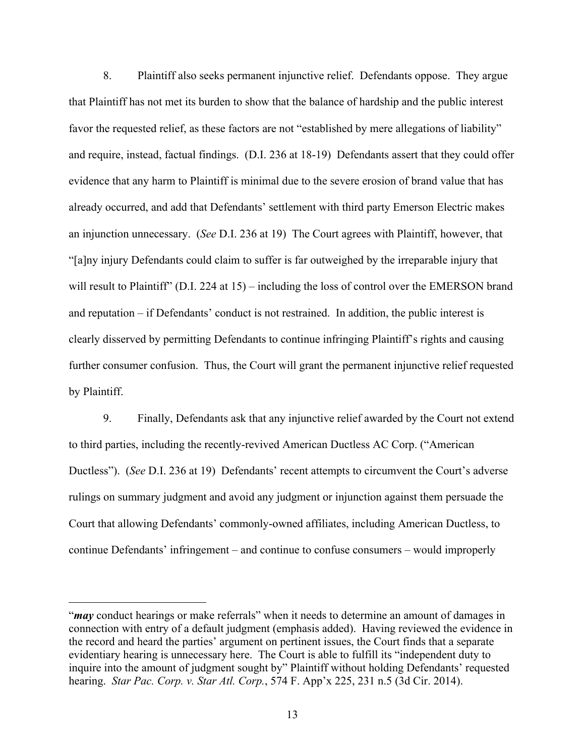8. Plaintiff also seeks permanent injunctive relief. Defendants oppose. They argue that Plaintiff has not met its burden to show that the balance of hardship and the public interest favor the requested relief, as these factors are not "established by mere allegations of liability" and require, instead, factual findings. (D.I. 236 at 18-19) Defendants assert that they could offer evidence that any harm to Plaintiff is minimal due to the severe erosion of brand value that has already occurred, and add that Defendants' settlement with third party Emerson Electric makes an injunction unnecessary. (*See* D.I. 236 at 19) The Court agrees with Plaintiff, however, that "[a]ny injury Defendants could claim to suffer is far outweighed by the irreparable injury that will result to Plaintiff" (D.I. 224 at 15) – including the loss of control over the EMERSON brand and reputation – if Defendants' conduct is not restrained. In addition, the public interest is clearly disserved by permitting Defendants to continue infringing Plaintiff's rights and causing further consumer confusion. Thus, the Court will grant the permanent injunctive relief requested by Plaintiff.

9. Finally, Defendants ask that any injunctive relief awarded by the Court not extend to third parties, including the recently-revived American Ductless AC Corp. ("American Ductless"). (*See* D.I. 236 at 19) Defendants' recent attempts to circumvent the Court's adverse rulings on summary judgment and avoid any judgment or injunction against them persuade the Court that allowing Defendants' commonly-owned affiliates, including American Ductless, to continue Defendants' infringement – and continue to confuse consumers – would improperly

---

"***may*** conduct hearings or make referrals" when it needs to determine an amount of damages in connection with entry of a default judgment (emphasis added). Having reviewed the evidence in the record and heard the parties' argument on pertinent issues, the Court finds that a separate evidentiary hearing is unnecessary here. The Court is able to fulfill its "independent duty to inquire into the amount of judgment sought by" Plaintiff without holding Defendants' requested hearing. *Star Pac. Corp. v. Star Atl. Corp.*, 574 F. App'x 225, 231 n.5 (3d Cir. 2014).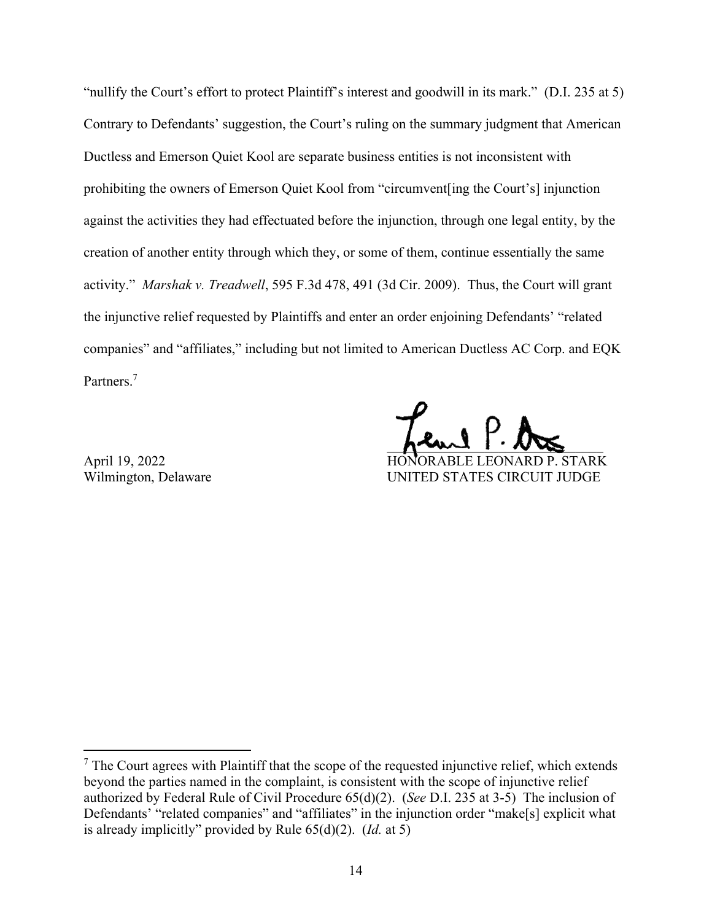"nullify the Court's effort to protect Plaintiff's interest and goodwill in its mark." (D.I. 235 at 5) Contrary to Defendants' suggestion, the Court's ruling on the summary judgment that American Ductless and Emerson Quiet Kool are separate business entities is not inconsistent with prohibiting the owners of Emerson Quiet Kool from "circumvent[ing the Court's] injunction against the activities they had effectuated before the injunction, through one legal entity, by the creation of another entity through which they, or some of them, continue essentially the same activity." *Marshak v. Treadwell*, 595 F.3d 478, 491 (3d Cir. 2009). Thus, the Court will grant the injunctive relief requested by Plaintiffs and enter an order enjoining Defendants' "related companies" and "affiliates," including but not limited to American Ductless AC Corp. and EQK Partners.[7]

April 19, 2022
Wilmington, Delaware

HONORABLE LEONARD P. STARK
UNITED STATES CIRCUIT JUDGE

---

[7] The Court agrees with Plaintiff that the scope of the requested injunctive relief, which extends beyond the parties named in the complaint, is consistent with the scope of injunctive relief authorized by Federal Rule of Civil Procedure 65(d)(2). (*See* D.I. 235 at 3-5) The inclusion of Defendants' "related companies" and "affiliates" in the injunction order "make[s] explicit what is already implicitly" provided by Rule 65(d)(2). (*Id.* at 5)